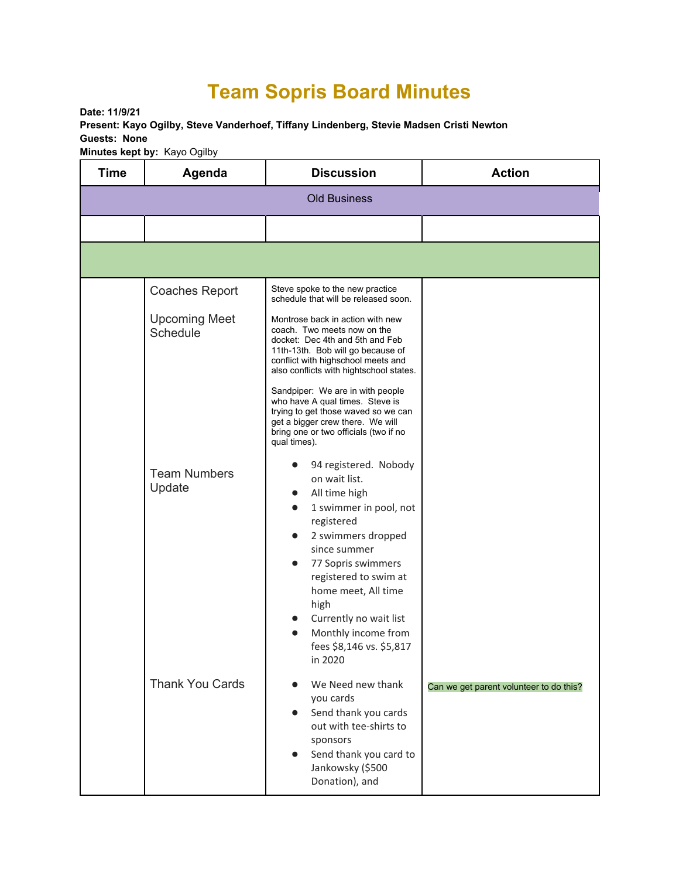# Team Sopris Board Minutes

**Date: 11/9/21**
**Present: Kayo Ogilby, Steve Vanderhoef, Tiffany Lindenberg, Stevie Madsen Cristi Newton**
**Guests: None**
**Minutes kept by:** Kayo Ogilby

| Time | Agenda | Discussion | Action |
|---|---|---|---|
| Old Business | | | |
| | | | |
| | | | |
| | Coaches Report | Steve spoke to the new practice schedule that will be released soon. | |
| | Upcoming Meet Schedule | Montrose back in action with new coach. Two meets now on the docket: Dec 4th and 5th and Feb 11th-13th. Bob will go because of conflict with highschool meets and also conflicts with hightschool states.<br><br>Sandpiper: We are in with people who have A qual times. Steve is trying to get those waved so we can get a bigger crew there. We will bring one or two officials (two if no qual times). | |
| | Team Numbers Update | • 94 registered. Nobody on wait list.<br>• All time high<br>• 1 swimmer in pool, not registered<br>• 2 swimmers dropped since summer<br>• 77 Sopris swimmers registered to swim at home meet, All time high<br>• Currently no wait list<br>• Monthly income from fees $8,146 vs. $5,817 in 2020 | |
| | Thank You Cards | • We Need new thank you cards<br>• Send thank you cards out with tee-shirts to sponsors<br>• Send thank you card to Jankowsky ($500 Donation), and | Can we get parent volunteer to do this? |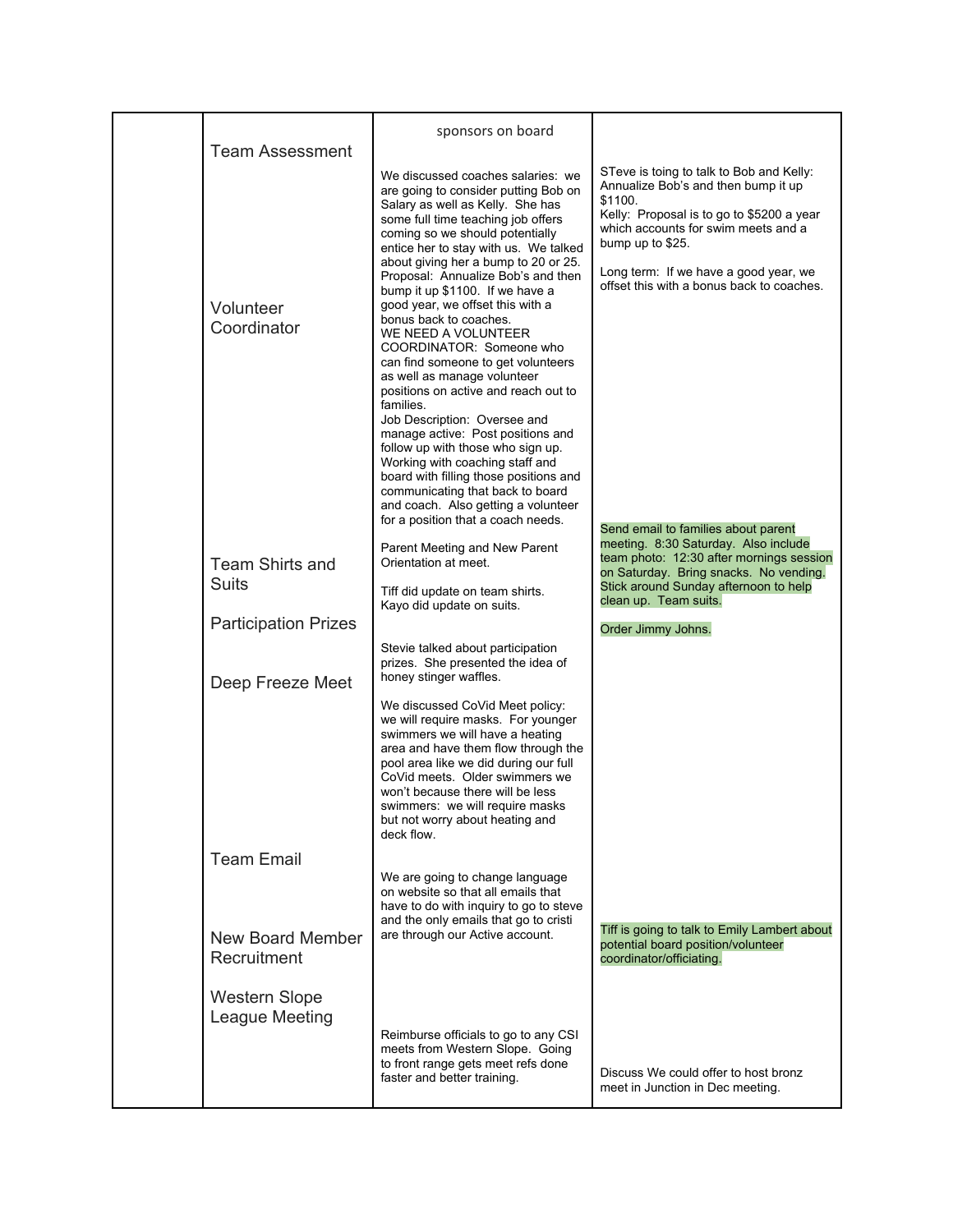| | Topic | Discussion | Action Items |
|---|---|---|---|
| | | sponsors on board | |
| | Team Assessment | We discussed coaches salaries: we are going to consider putting Bob on Salary as well as Kelly. She has some full time teaching job offers coming so we should potentially entice her to stay with us. We talked about giving her a bump to 20 or 25. Proposal: Annualize Bob's and then bump it up $1100. If we have a good year, we offset this with a bonus back to coaches. | STeve is toing to talk to Bob and Kelly: Annualize Bob's and then bump it up $1100.<br>Kelly: Proposal is to go to $5200 a year which accounts for swim meets and a bump up to $25.<br><br>Long term: If we have a good year, we offset this with a bonus back to coaches. |
| | Volunteer Coordinator | WE NEED A VOLUNTEER COORDINATOR: Someone who can find someone to get volunteers as well as manage volunteer positions on active and reach out to families.<br>Job Description: Oversee and manage active: Post positions and follow up with those who sign up. Working with coaching staff and board with filling those positions and communicating that back to board and coach. Also getting a volunteer for a position that a coach needs. | |
| | Team Shirts and Suits | Parent Meeting and New Parent Orientation at meet.<br><br>Tiff did update on team shirts.<br>Kayo did update on suits. | Send email to families about parent meeting. 8:30 Saturday. Also include team photo: 12:30 after mornings session on Saturday. Bring snacks. No vending. Stick around Sunday afternoon to help clean up. Team suits. |
| | Participation Prizes | Stevie talked about participation prizes. She presented the idea of honey stinger waffles. | Order Jimmy Johns. |
| | Deep Freeze Meet | We discussed CoVid Meet policy: we will require masks. For younger swimmers we will have a heating area and have them flow through the pool area like we did during our full CoVid meets. Older swimmers we won't because there will be less swimmers: we will require masks but not worry about heating and deck flow. | |
| | Team Email | We are going to change language on website so that all emails that have to do with inquiry to go to steve and the only emails that go to cristi are through our Active account. | |
| | New Board Member Recruitment | | Tiff is going to talk to Emily Lambert about potential board position/volunteer coordinator/officiating. |
| | Western Slope League Meeting | Reimburse officials to go to any CSI meets from Western Slope. Going to front range gets meet refs done faster and better training. | Discuss We could offer to host bronz meet in Junction in Dec meeting. |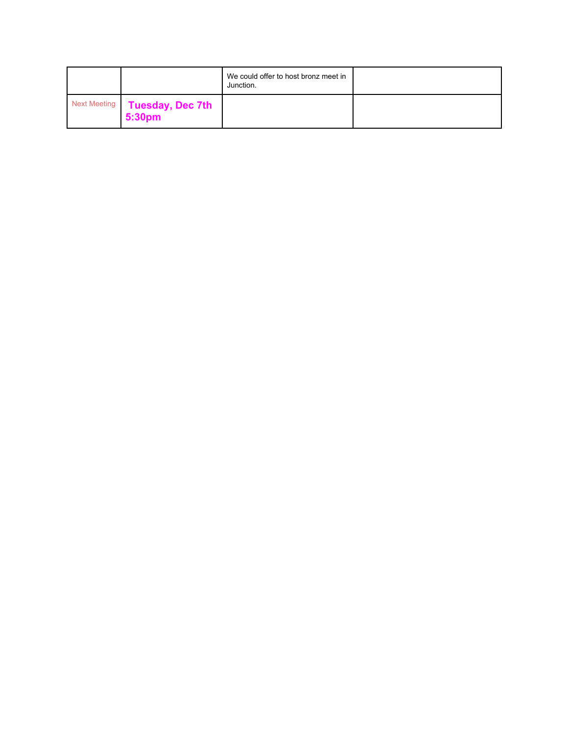| | | | |
|---|---|---|---|
| | | We could offer to host bronz meet in Junction. | |
| Next Meeting | **Tuesday, Dec 7th 5:30pm** | | |